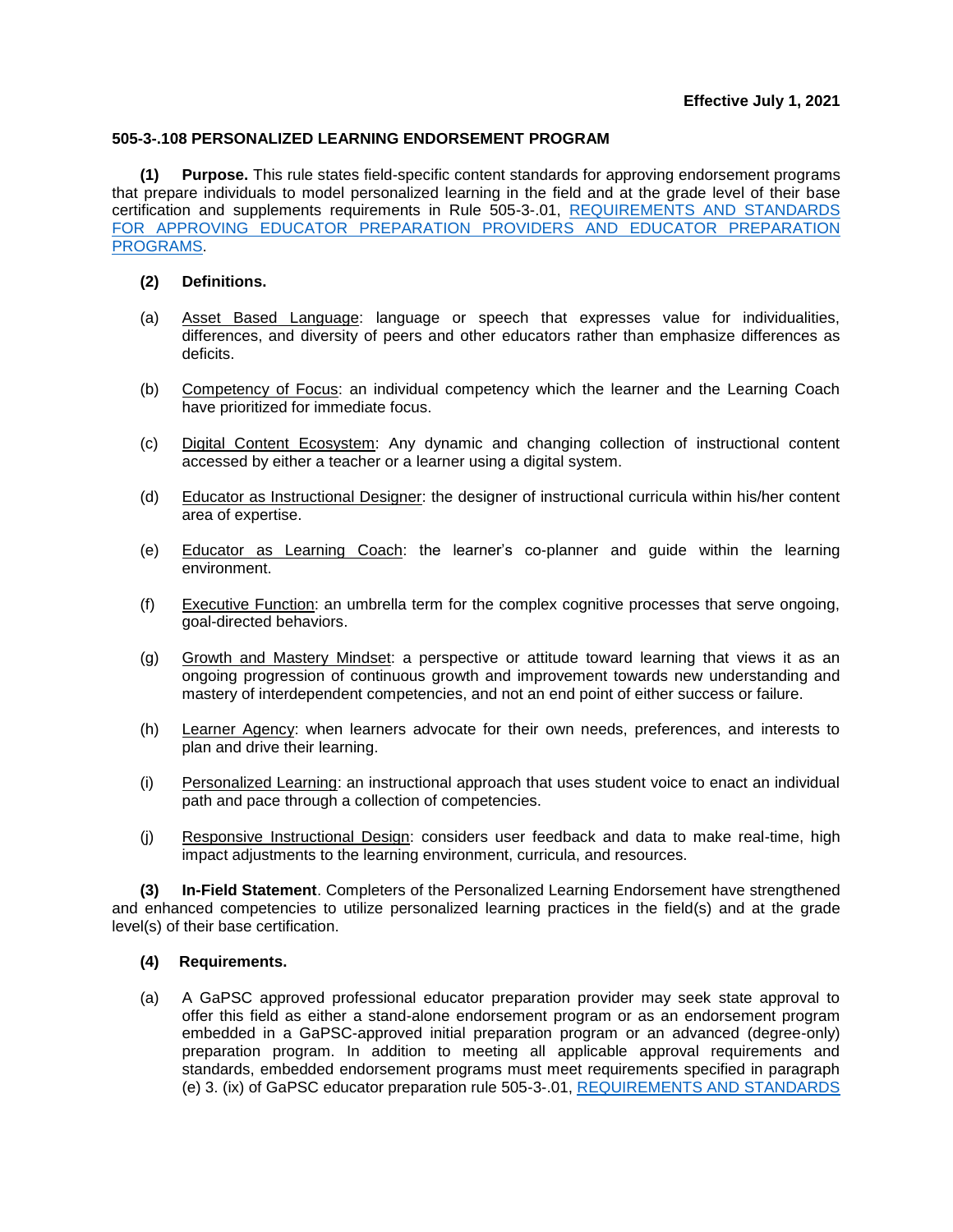**Effective July 1, 2021**

## 505-3-.108 PERSONALIZED LEARNING ENDORSEMENT PROGRAM

**(1) Purpose.** This rule states field-specific content standards for approving endorsement programs that prepare individuals to model personalized learning in the field and at the grade level of their base certification and supplements requirements in Rule 505-3-.01, [REQUIREMENTS AND STANDARDS FOR APPROVING EDUCATOR PREPARATION PROVIDERS AND EDUCATOR PREPARATION PROGRAMS](#).

**(2) Definitions.**

(a) Asset Based Language: language or speech that expresses value for individualities, differences, and diversity of peers and other educators rather than emphasize differences as deficits.

(b) Competency of Focus: an individual competency which the learner and the Learning Coach have prioritized for immediate focus.

(c) Digital Content Ecosystem: Any dynamic and changing collection of instructional content accessed by either a teacher or a learner using a digital system.

(d) Educator as Instructional Designer: the designer of instructional curricula within his/her content area of expertise.

(e) Educator as Learning Coach: the learner's co-planner and guide within the learning environment.

(f) Executive Function: an umbrella term for the complex cognitive processes that serve ongoing, goal-directed behaviors.

(g) Growth and Mastery Mindset: a perspective or attitude toward learning that views it as an ongoing progression of continuous growth and improvement towards new understanding and mastery of interdependent competencies, and not an end point of either success or failure.

(h) Learner Agency: when learners advocate for their own needs, preferences, and interests to plan and drive their learning.

(i) Personalized Learning: an instructional approach that uses student voice to enact an individual path and pace through a collection of competencies.

(j) Responsive Instructional Design: considers user feedback and data to make real-time, high impact adjustments to the learning environment, curricula, and resources.

**(3) In-Field Statement**. Completers of the Personalized Learning Endorsement have strengthened and enhanced competencies to utilize personalized learning practices in the field(s) and at the grade level(s) of their base certification.

**(4) Requirements.**

(a) A GaPSC approved professional educator preparation provider may seek state approval to offer this field as either a stand-alone endorsement program or as an endorsement program embedded in a GaPSC-approved initial preparation program or an advanced (degree-only) preparation program. In addition to meeting all applicable approval requirements and standards, embedded endorsement programs must meet requirements specified in paragraph (e) 3. (ix) of GaPSC educator preparation rule 505-3-.01, [REQUIREMENTS AND STANDARDS](#)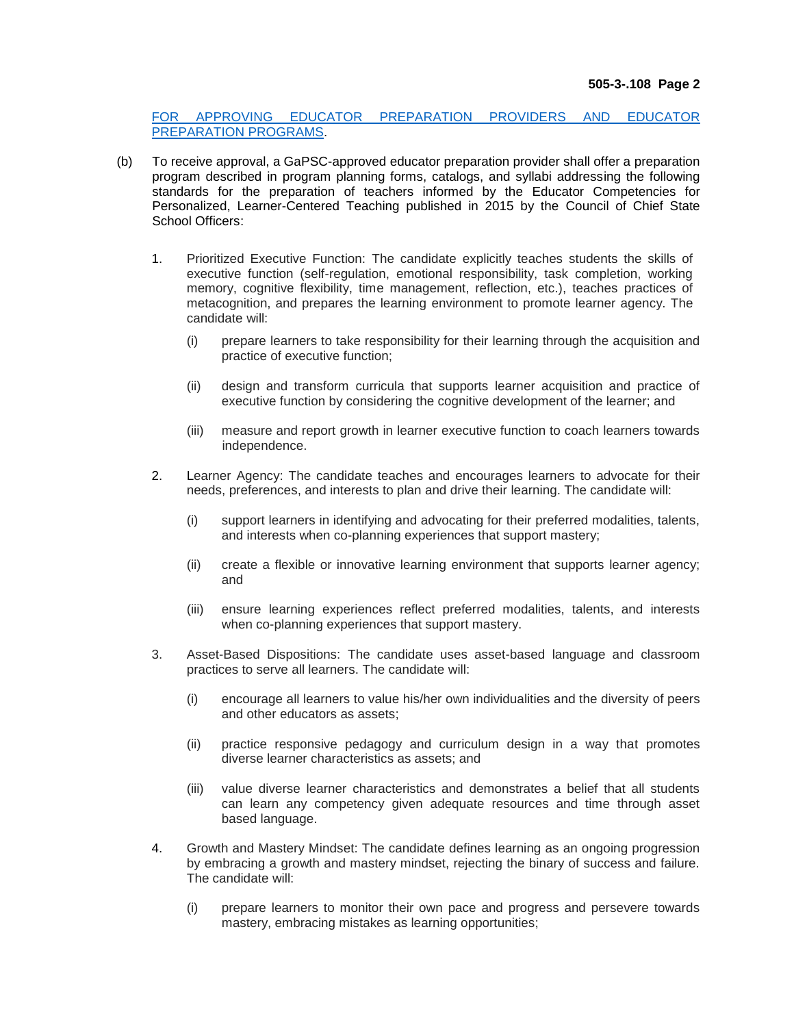[FOR APPROVING EDUCATOR PREPARATION PROVIDERS AND EDUCATOR PREPARATION PROGRAMS](#).

(b) To receive approval, a GaPSC-approved educator preparation provider shall offer a preparation program described in program planning forms, catalogs, and syllabi addressing the following standards for the preparation of teachers informed by the Educator Competencies for Personalized, Learner-Centered Teaching published in 2015 by the Council of Chief State School Officers:

1. Prioritized Executive Function: The candidate explicitly teaches students the skills of executive function (self-regulation, emotional responsibility, task completion, working memory, cognitive flexibility, time management, reflection, etc.), teaches practices of metacognition, and prepares the learning environment to promote learner agency. The candidate will:

   (i) prepare learners to take responsibility for their learning through the acquisition and practice of executive function;

   (ii) design and transform curricula that supports learner acquisition and practice of executive function by considering the cognitive development of the learner; and

   (iii) measure and report growth in learner executive function to coach learners towards independence.

2. Learner Agency: The candidate teaches and encourages learners to advocate for their needs, preferences, and interests to plan and drive their learning. The candidate will:

   (i) support learners in identifying and advocating for their preferred modalities, talents, and interests when co-planning experiences that support mastery;

   (ii) create a flexible or innovative learning environment that supports learner agency; and

   (iii) ensure learning experiences reflect preferred modalities, talents, and interests when co-planning experiences that support mastery.

3. Asset-Based Dispositions: The candidate uses asset-based language and classroom practices to serve all learners. The candidate will:

   (i) encourage all learners to value his/her own individualities and the diversity of peers and other educators as assets;

   (ii) practice responsive pedagogy and curriculum design in a way that promotes diverse learner characteristics as assets; and

   (iii) value diverse learner characteristics and demonstrates a belief that all students can learn any competency given adequate resources and time through asset based language.

4. Growth and Mastery Mindset: The candidate defines learning as an ongoing progression by embracing a growth and mastery mindset, rejecting the binary of success and failure. The candidate will:

   (i) prepare learners to monitor their own pace and progress and persevere towards mastery, embracing mistakes as learning opportunities;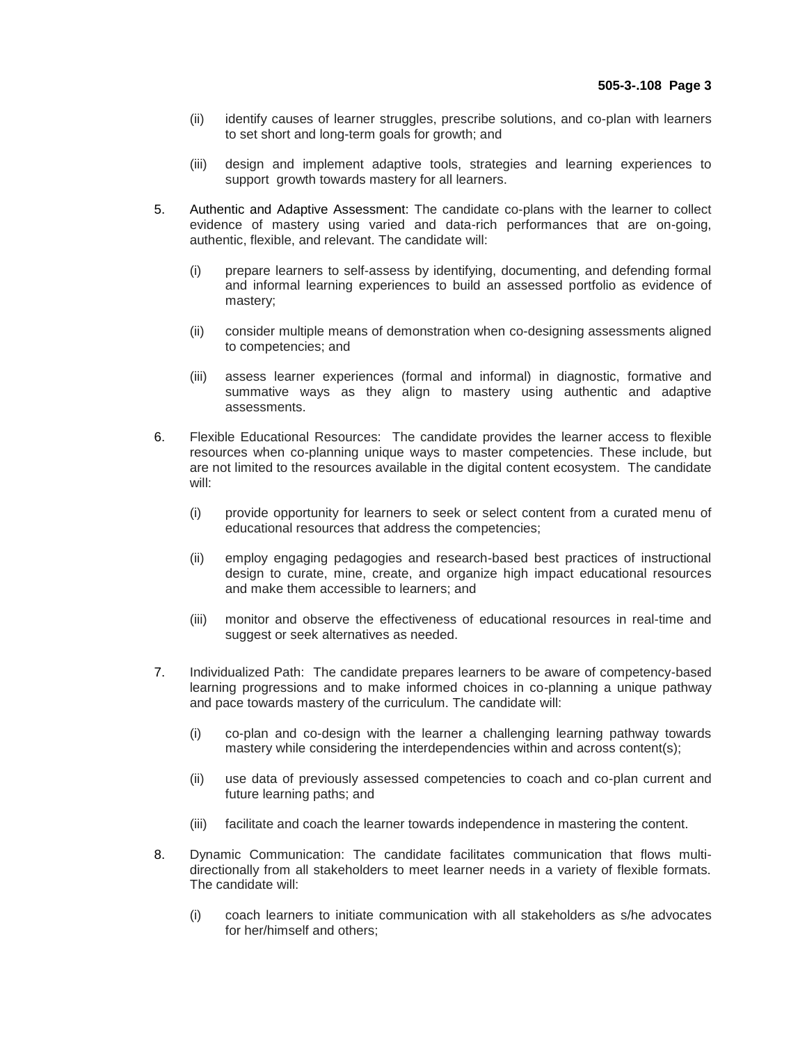(ii) identify causes of learner struggles, prescribe solutions, and co-plan with learners to set short and long-term goals for growth; and

(iii) design and implement adaptive tools, strategies and learning experiences to support growth towards mastery for all learners.

5. Authentic and Adaptive Assessment: The candidate co-plans with the learner to collect evidence of mastery using varied and data-rich performances that are on-going, authentic, flexible, and relevant. The candidate will:

   (i) prepare learners to self-assess by identifying, documenting, and defending formal and informal learning experiences to build an assessed portfolio as evidence of mastery;

   (ii) consider multiple means of demonstration when co-designing assessments aligned to competencies; and

   (iii) assess learner experiences (formal and informal) in diagnostic, formative and summative ways as they align to mastery using authentic and adaptive assessments.

6. Flexible Educational Resources: The candidate provides the learner access to flexible resources when co-planning unique ways to master competencies. These include, but are not limited to the resources available in the digital content ecosystem. The candidate will:

   (i) provide opportunity for learners to seek or select content from a curated menu of educational resources that address the competencies;

   (ii) employ engaging pedagogies and research-based best practices of instructional design to curate, mine, create, and organize high impact educational resources and make them accessible to learners; and

   (iii) monitor and observe the effectiveness of educational resources in real-time and suggest or seek alternatives as needed.

7. Individualized Path: The candidate prepares learners to be aware of competency-based learning progressions and to make informed choices in co-planning a unique pathway and pace towards mastery of the curriculum. The candidate will:

   (i) co-plan and co-design with the learner a challenging learning pathway towards mastery while considering the interdependencies within and across content(s);

   (ii) use data of previously assessed competencies to coach and co-plan current and future learning paths; and

   (iii) facilitate and coach the learner towards independence in mastering the content.

8. Dynamic Communication: The candidate facilitates communication that flows multi-directionally from all stakeholders to meet learner needs in a variety of flexible formats. The candidate will:

   (i) coach learners to initiate communication with all stakeholders as s/he advocates for her/himself and others;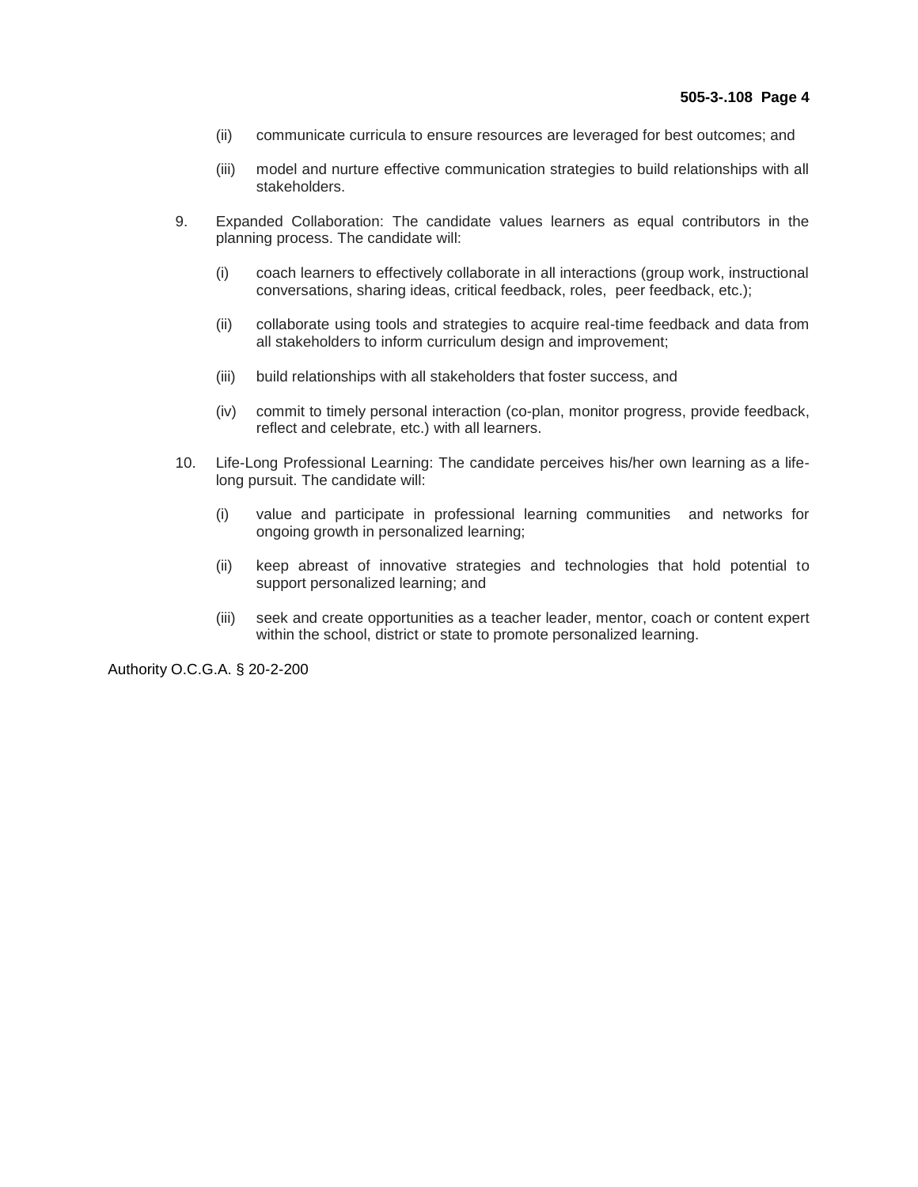(ii) communicate curricula to ensure resources are leveraged for best outcomes; and

(iii) model and nurture effective communication strategies to build relationships with all stakeholders.

9. Expanded Collaboration: The candidate values learners as equal contributors in the planning process. The candidate will:

   (i) coach learners to effectively collaborate in all interactions (group work, instructional conversations, sharing ideas, critical feedback, roles, peer feedback, etc.);

   (ii) collaborate using tools and strategies to acquire real-time feedback and data from all stakeholders to inform curriculum design and improvement;

   (iii) build relationships with all stakeholders that foster success, and

   (iv) commit to timely personal interaction (co-plan, monitor progress, provide feedback, reflect and celebrate, etc.) with all learners.

10. Life-Long Professional Learning: The candidate perceives his/her own learning as a life-long pursuit. The candidate will:

    (i) value and participate in professional learning communities and networks for ongoing growth in personalized learning;

    (ii) keep abreast of innovative strategies and technologies that hold potential to support personalized learning; and

    (iii) seek and create opportunities as a teacher leader, mentor, coach or content expert within the school, district or state to promote personalized learning.

Authority O.C.G.A. § 20-2-200